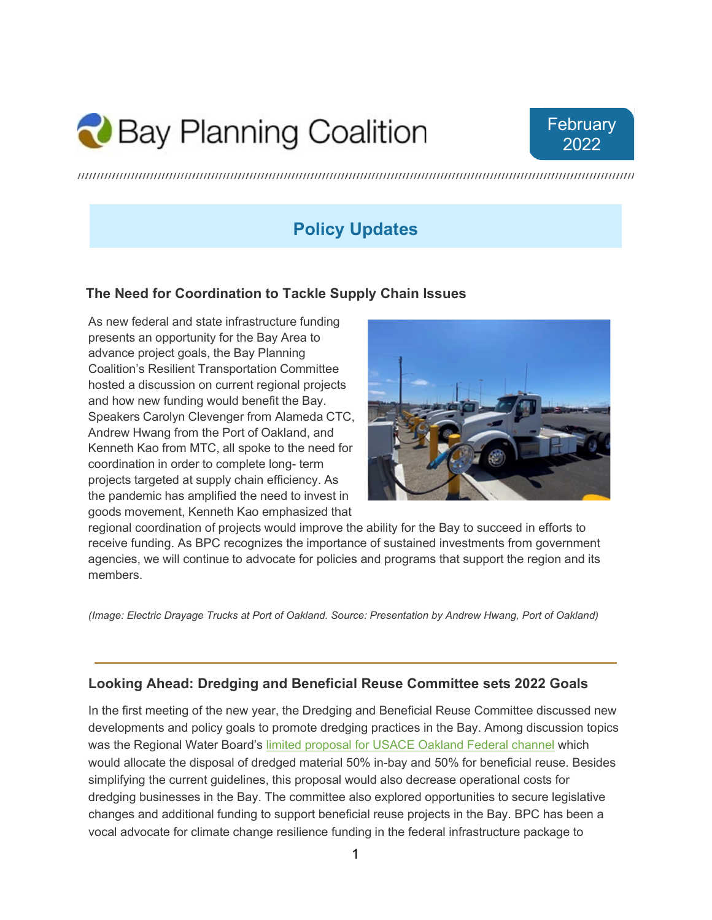# Bay Planning Coalition

February 2022

## Policy Updates

### The Need for Coordination to Tackle Supply Chain Issues

As new federal and state infrastructure funding presents an opportunity for the Bay Area to advance project goals, the Bay Planning Coalition's Resilient Transportation Committee hosted a discussion on current regional projects and how new funding would benefit the Bay. Speakers Carolyn Clevenger from Alameda CTC, Andrew Hwang from the Port of Oakland, and Kenneth Kao from MTC, all spoke to the need for coordination in order to complete long- term projects targeted at supply chain efficiency. As the pandemic has amplified the need to invest in goods movement, Kenneth Kao emphasized that regional coordination of projects would improve the ability for the Bay to succeed in efforts to receive funding. As BPC recognizes the importance of sustained investments from government agencies, we will continue to advocate for policies and programs that support the region and its members.

*(Image: Electric Drayage Trucks at Port of Oakland. Source: Presentation by Andrew Hwang, Port of Oakland)*

---

### Looking Ahead: Dredging and Beneficial Reuse Committee sets 2022 Goals

In the first meeting of the new year, the Dredging and Beneficial Reuse Committee discussed new developments and policy goals to promote dredging practices in the Bay. Among discussion topics was the Regional Water Board's limited proposal for USACE Oakland Federal channel which would allocate the disposal of dredged material 50% in-bay and 50% for beneficial reuse. Besides simplifying the current guidelines, this proposal would also decrease operational costs for dredging businesses in the Bay. The committee also explored opportunities to secure legislative changes and additional funding to support beneficial reuse projects in the Bay. BPC has been a vocal advocate for climate change resilience funding in the federal infrastructure package to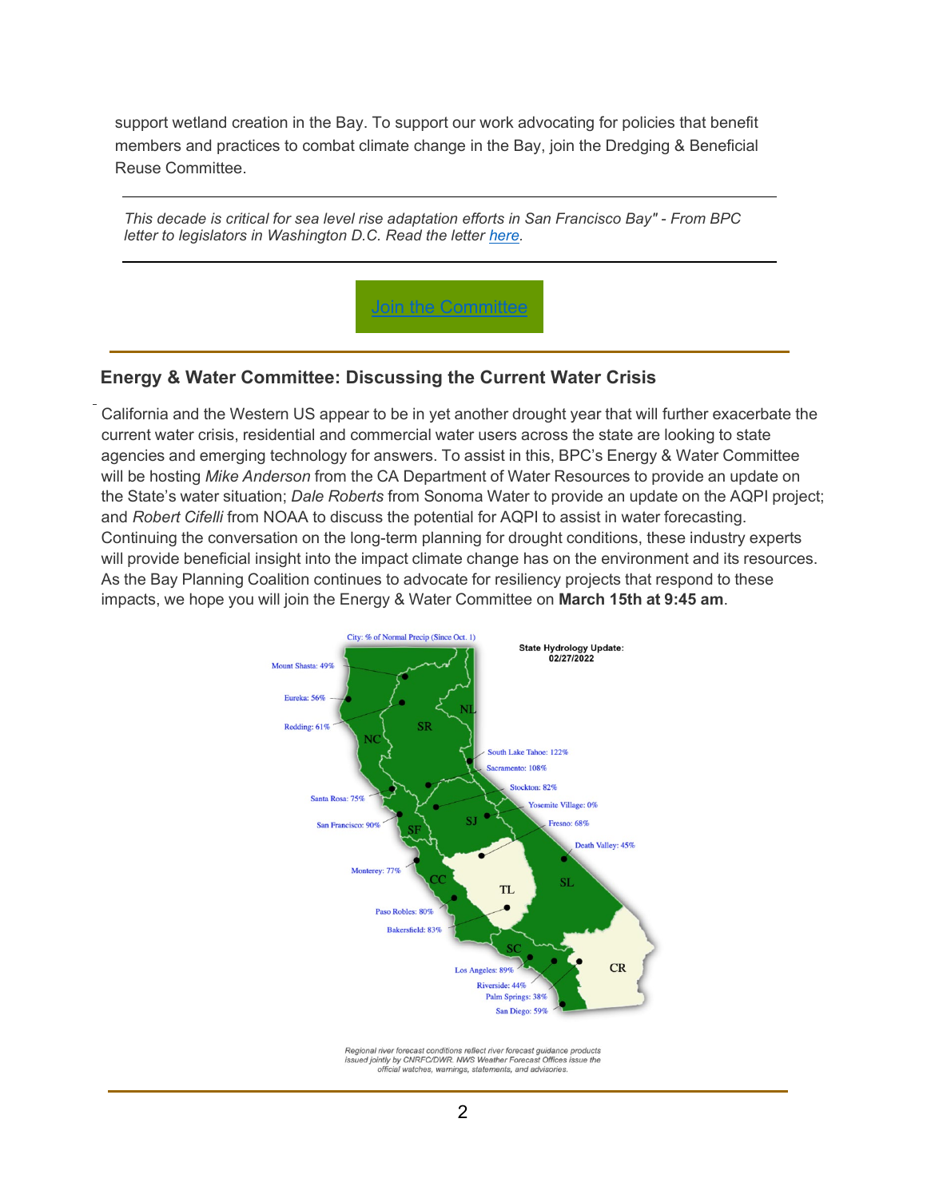support wetland creation in the Bay. To support our work advocating for policies that benefit members and practices to combat climate change in the Bay, join the Dredging & Beneficial Reuse Committee.

---

*This decade is critical for sea level rise adaptation efforts in San Francisco Bay" - From BPC letter to legislators in Washington D.C. Read the letter [here](#).*

---

[Join the Committee](#)

---

## Energy & Water Committee: Discussing the Current Water Crisis

California and the Western US appear to be in yet another drought year that will further exacerbate the current water crisis, residential and commercial water users across the state are looking to state agencies and emerging technology for answers. To assist in this, BPC's Energy & Water Committee will be hosting *Mike Anderson* from the CA Department of Water Resources to provide an update on the State's water situation; *Dale Roberts* from Sonoma Water to provide an update on the AQPI project; and *Robert Cifelli* from NOAA to discuss the potential for AQPI to assist in water forecasting. Continuing the conversation on the long-term planning for drought conditions, these industry experts will provide beneficial insight into the impact climate change has on the environment and its resources. As the Bay Planning Coalition continues to advocate for resiliency projects that respond to these impacts, we hope you will join the Energy & Water Committee on **March 15th at 9:45 am**.

**State Hydrology Update: 02/27/2022**

City: % of Normal Precip (Since Oct. 1)

- Mount Shasta: 49%
- Eureka: 56%
- Redding: 61%
- South Lake Tahoe: 122%
- Sacramento: 108%
- Santa Rosa: 75%
- Stockton: 82%
- Yosemite Village: 0%
- San Francisco: 90%
- Fresno: 68%
- Death Valley: 45%
- Monterey: 77%
- Paso Robles: 80%
- Bakersfield: 83%
- Los Angeles: 89%
- Riverside: 44%
- Palm Springs: 38%
- San Diego: 59%

*Regional river forecast conditions reflect river forecast guidance products issued jointly by CNRFC/DWR. NWS Weather Forecast Offices issue the official watches, warnings, statements, and advisories.*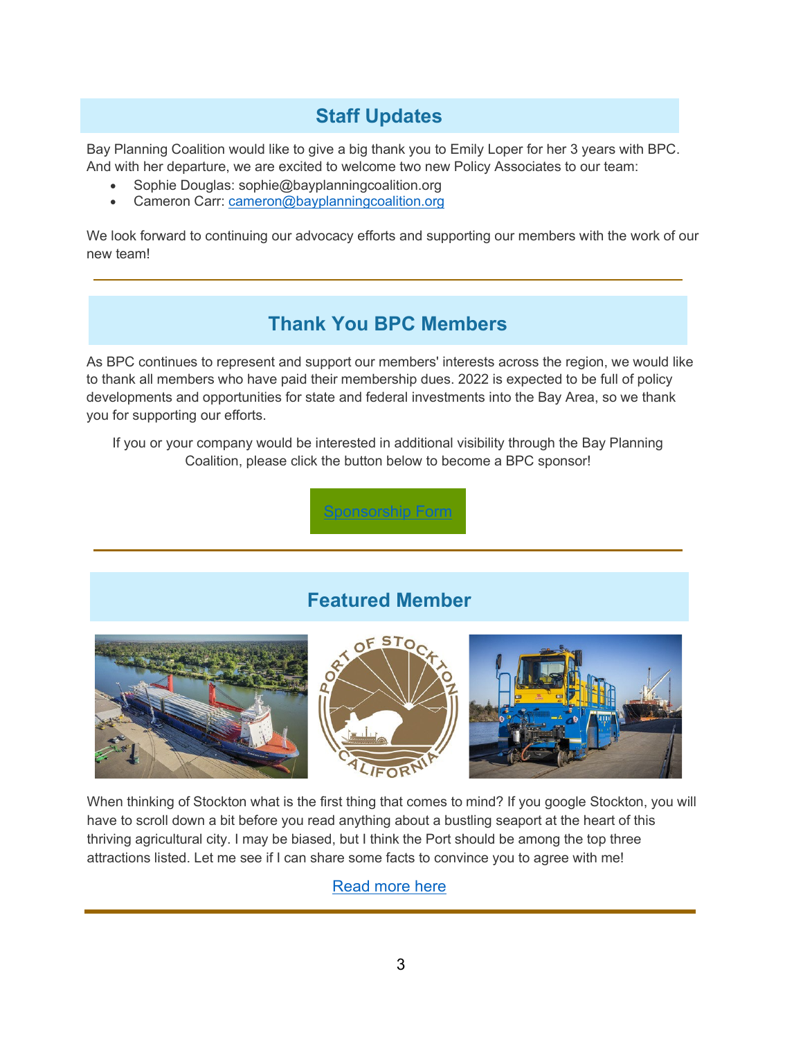## Staff Updates

Bay Planning Coalition would like to give a big thank you to Emily Loper for her 3 years with BPC. And with her departure, we are excited to welcome two new Policy Associates to our team:

- Sophie Douglas: sophie@bayplanningcoalition.org
- Cameron Carr: cameron@bayplanningcoalition.org

We look forward to continuing our advocacy efforts and supporting our members with the work of our new team!

---

## Thank You BPC Members

As BPC continues to represent and support our members' interests across the region, we would like to thank all members who have paid their membership dues. 2022 is expected to be full of policy developments and opportunities for state and federal investments into the Bay Area, so we thank you for supporting our efforts.

If you or your company would be interested in additional visibility through the Bay Planning Coalition, please click the button below to become a BPC sponsor!

Sponsorship Form

---

## Featured Member

When thinking of Stockton what is the first thing that comes to mind? If you google Stockton, you will have to scroll down a bit before you read anything about a bustling seaport at the heart of this thriving agricultural city. I may be biased, but I think the Port should be among the top three attractions listed. Let me see if I can share some facts to convince you to agree with me!

Read more here

---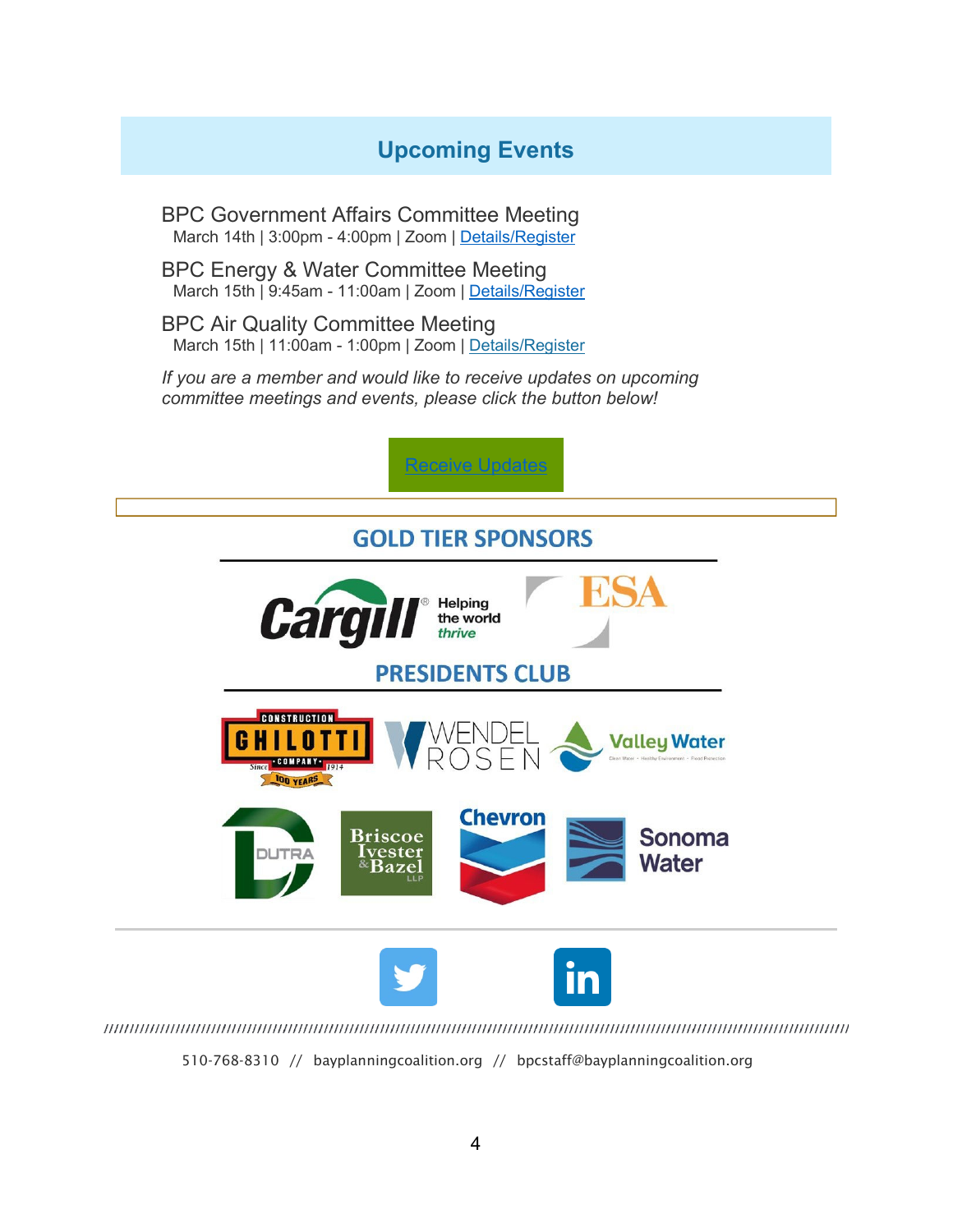## Upcoming Events

BPC Government Affairs Committee Meeting
March 14th | 3:00pm - 4:00pm | Zoom | Details/Register

BPC Energy & Water Committee Meeting
March 15th | 9:45am - 11:00am | Zoom | Details/Register

BPC Air Quality Committee Meeting
March 15th | 11:00am - 1:00pm | Zoom | Details/Register

*If you are a member and would like to receive updates on upcoming committee meetings and events, please click the button below!*

Receive Updates

## GOLD TIER SPONSORS

Cargill® Helping the world thrive

ESA

## PRESIDENTS CLUB

Ghilotti Construction Company Since 1914 100 Years

Wendel Rosen

Valley Water

Dutra

Briscoe Ivester & Bazel LLP

Chevron

Sonoma Water

510-768-8310 // bayplanningcoalition.org // bpcstaff@bayplanningcoalition.org